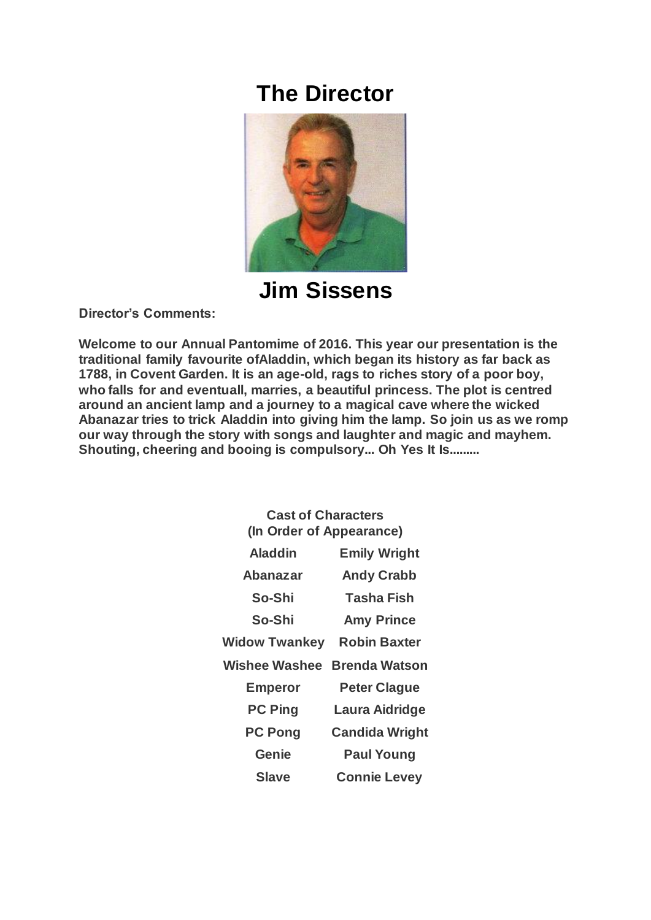# The Director

## Jim Sissens

**Director's Comments:**

**Welcome to our Annual Pantomime of 2016. This year our presentation is the traditional family favourite ofAladdin, which began its history as far back as 1788, in Covent Garden. It is an age-old, rags to riches story of a poor boy, who falls for and eventuall, marries, a beautiful princess. The plot is centred around an ancient lamp and a journey to a magical cave where the wicked Abanazar tries to trick Aladdin into giving him the lamp. So join us as we romp our way through the story with songs and laughter and magic and mayhem. Shouting, cheering and booing is compulsory... Oh Yes It Is.........**

**Cast of Characters**
**(In Order of Appearance)**

| Character | Cast |
|---|---|
| Aladdin | Emily Wright |
| Abanazar | Andy Crabb |
| So-Shi | Tasha Fish |
| So-Shi | Amy Prince |
| Widow Twankey | Robin Baxter |
| Wishee Washee | Brenda Watson |
| Emperor | Peter Clague |
| PC Ping | Laura Aidridge |
| PC Pong | Candida Wright |
| Genie | Paul Young |
| Slave | Connie Levey |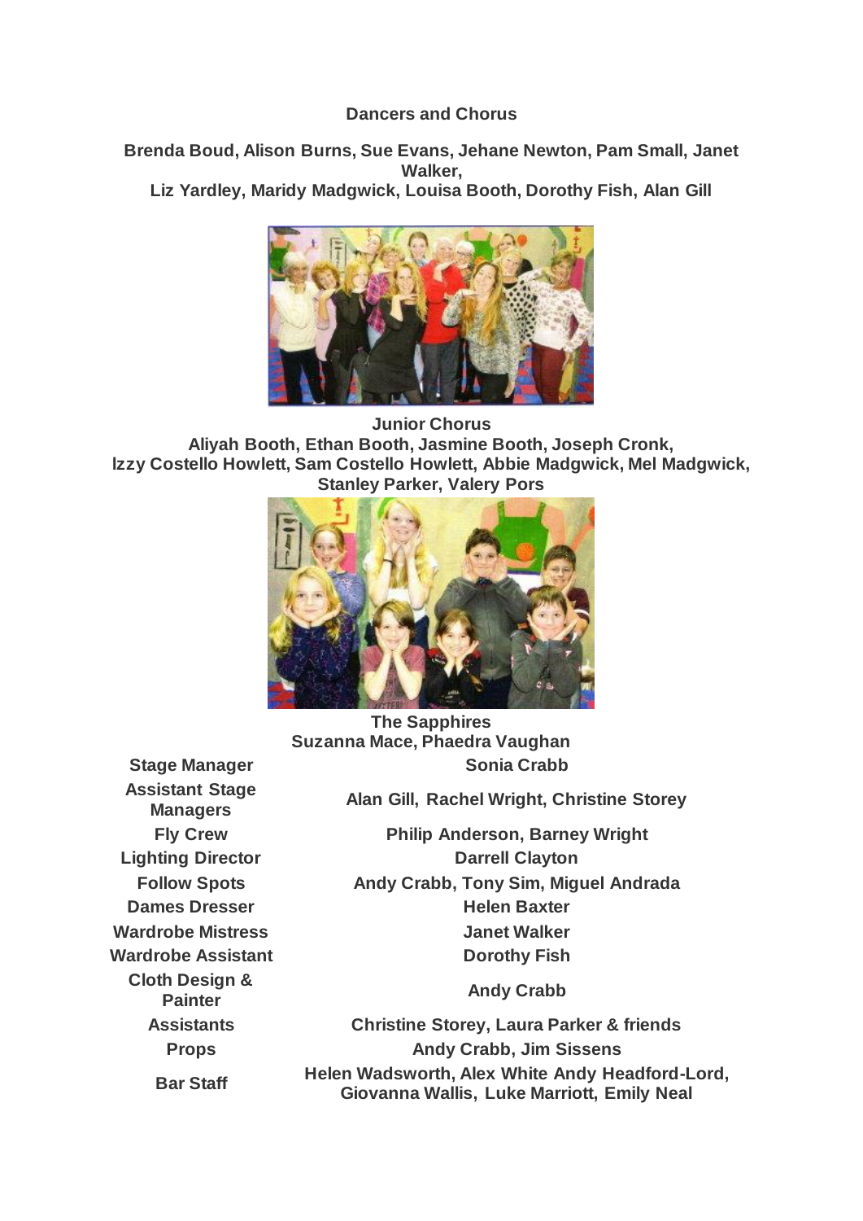**Dancers and Chorus**

**Brenda Boud, Alison Burns, Sue Evans, Jehane Newton, Pam Small, Janet Walker,
Liz Yardley, Maridy Madgwick, Louisa Booth, Dorothy Fish, Alan Gill**

**Junior Chorus**
**Aliyah Booth, Ethan Booth, Jasmine Booth, Joseph Cronk,
Izzy Costello Howlett, Sam Costello Howlett, Abbie Madgwick, Mel Madgwick,
Stanley Parker, Valery Pors**

**The Sapphires**
**Suzanna Mace, Phaedra Vaughan**

| | |
|---|---|
| **Stage Manager** | **Sonia Crabb** |
| **Assistant Stage Managers** | **Alan Gill, Rachel Wright, Christine Storey** |
| **Fly Crew** | **Philip Anderson, Barney Wright** |
| **Lighting Director** | **Darrell Clayton** |
| **Follow Spots** | **Andy Crabb, Tony Sim, Miguel Andrada** |
| **Dames Dresser** | **Helen Baxter** |
| **Wardrobe Mistress** | **Janet Walker** |
| **Wardrobe Assistant** | **Dorothy Fish** |
| **Cloth Design & Painter** | **Andy Crabb** |
| **Assistants** | **Christine Storey, Laura Parker & friends** |
| **Props** | **Andy Crabb, Jim Sissens** |
| **Bar Staff** | **Helen Wadsworth, Alex White Andy Headford-Lord, Giovanna Wallis, Luke Marriott, Emily Neal** |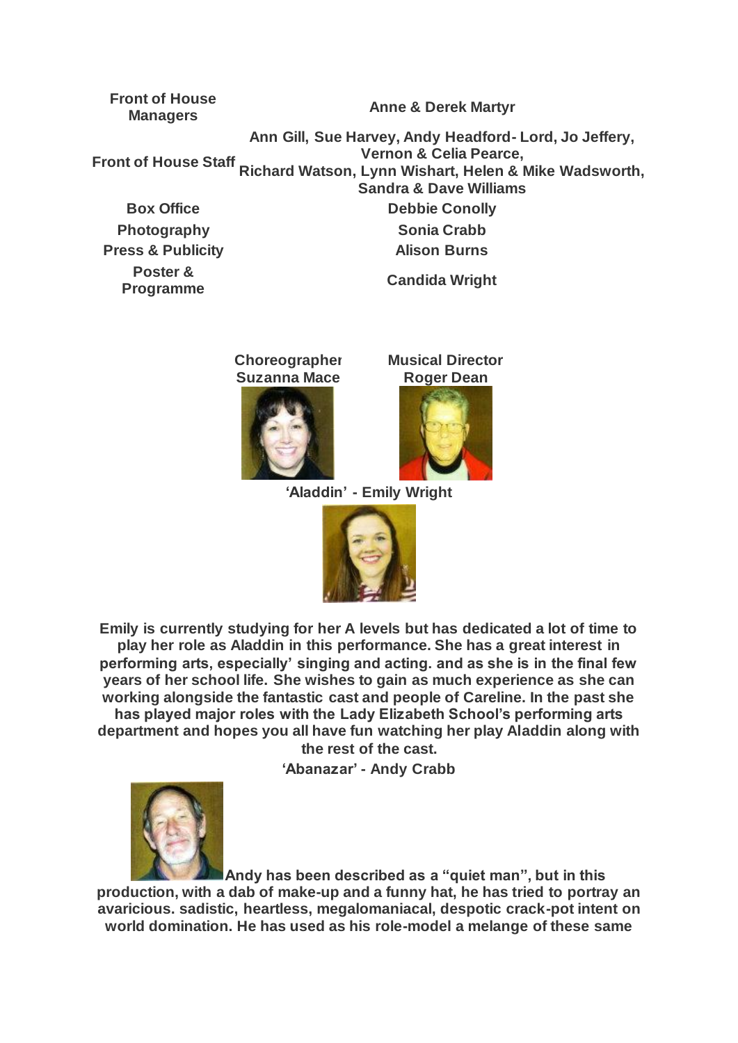| | |
|---|---|
| **Front of House Managers** | **Anne & Derek Martyr** |
| **Front of House Staff** | **Ann Gill, Sue Harvey, Andy Headford- Lord, Jo Jeffery, Vernon & Celia Pearce, Richard Watson, Lynn Wishart, Helen & Mike Wadsworth, Sandra & Dave Williams** |
| **Box Office** | **Debbie Conolly** |
| **Photography** | **Sonia Crabb** |
| **Press & Publicity** | **Alison Burns** |
| **Poster & Programme** | **Candida Wright** |

**Choreographer**
**Suzanna Mace**

**Musical Director**
**Roger Dean**

**'Aladdin' - Emily Wright**

**Emily is currently studying for her A levels but has dedicated a lot of time to play her role as Aladdin in this performance. She has a great interest in performing arts, especially' singing and acting. and as she is in the final few years of her school life. She wishes to gain as much experience as she can working alongside the fantastic cast and people of Careline. In the past she has played major roles with the Lady Elizabeth School's performing arts department and hopes you all have fun watching her play Aladdin along with the rest of the cast.**

**'Abanazar' - Andy Crabb**

**Andy has been described as a "quiet man", but in this production, with a dab of make-up and a funny hat, he has tried to portray an avaricious. sadistic, heartless, megalomaniacal, despotic crack-pot intent on world domination. He has used as his role-model a melange of these same**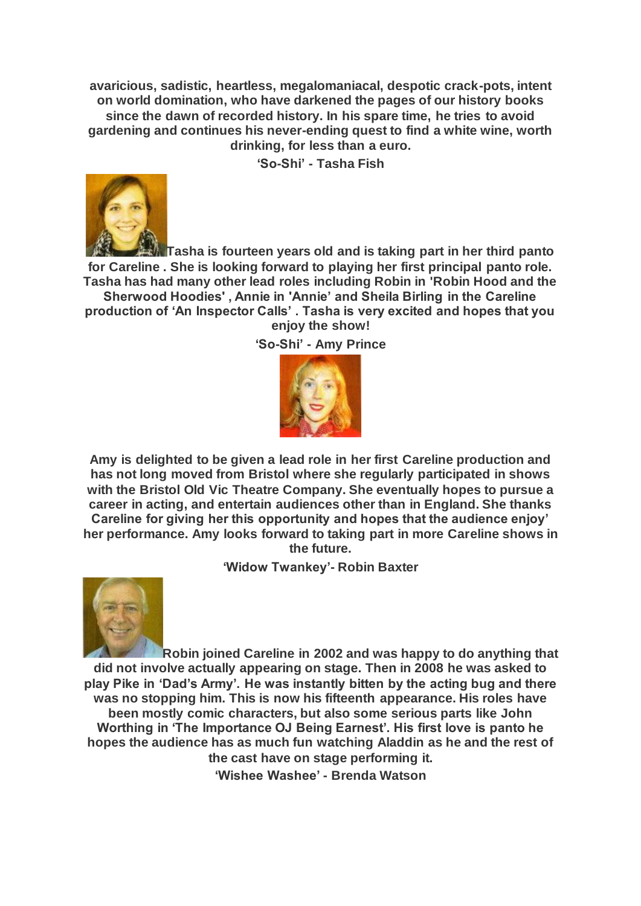**avaricious, sadistic, heartless, megalomaniacal, despotic crack-pots, intent on world domination, who have darkened the pages of our history books since the dawn of recorded history. In his spare time, he tries to avoid gardening and continues his never-ending quest to find a white wine, worth drinking, for less than a euro.**

**'So-Shi' - Tasha Fish**

**Tasha is fourteen years old and is taking part in her third panto for Careline . She is looking forward to playing her first principal panto role. Tasha has had many other lead roles including Robin in 'Robin Hood and the Sherwood Hoodies' , Annie in 'Annie' and Sheila Birling in the Careline production of 'An Inspector Calls' . Tasha is very excited and hopes that you enjoy the show!**

**'So-Shi' - Amy Prince**

**Amy is delighted to be given a lead role in her first Careline production and has not long moved from Bristol where she regularly participated in shows with the Bristol Old Vic Theatre Company. She eventually hopes to pursue a career in acting, and entertain audiences other than in England. She thanks Careline for giving her this opportunity and hopes that the audience enjoy' her performance. Amy looks forward to taking part in more Careline shows in the future.**

**'Widow Twankey'- Robin Baxter**

**Robin joined Careline in 2002 and was happy to do anything that did not involve actually appearing on stage. Then in 2008 he was asked to play Pike in 'Dad's Army'. He was instantly bitten by the acting bug and there was no stopping him. This is now his fifteenth appearance. His roles have been mostly comic characters, but also some serious parts like John Worthing in 'The Importance OJ Being Earnest'. His first love is panto he hopes the audience has as much fun watching Aladdin as he and the rest of the cast have on stage performing it.**

**'Wishee Washee' - Brenda Watson**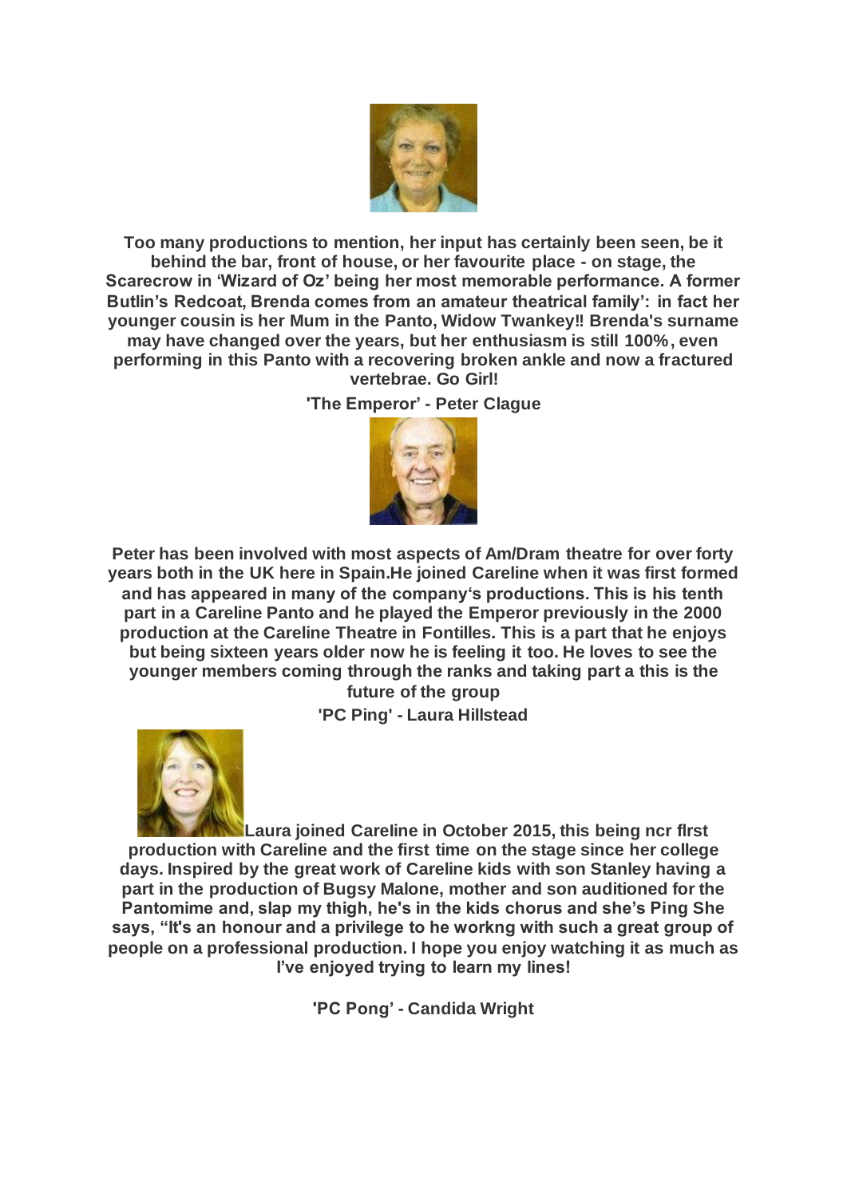**Too many productions to mention, her input has certainly been seen, be it behind the bar, front of house, or her favourite place - on stage, the Scarecrow in 'Wizard of Oz' being her most memorable performance. A former Butlin's Redcoat, Brenda comes from an amateur theatrical family': in fact her younger cousin is her Mum in the Panto, Widow Twankey!! Brenda's surname may have changed over the years, but her enthusiasm is still 100%, even performing in this Panto with a recovering broken ankle and now a fractured vertebrae. Go Girl!**

**'The Emperor' - Peter Clague**

**Peter has been involved with most aspects of Am/Dram theatre for over forty years both in the UK here in Spain.He joined Careline when it was first formed and has appeared in many of the company's productions. This is his tenth part in a Careline Panto and he played the Emperor previously in the 2000 production at the Careline Theatre in Fontilles. This is a part that he enjoys but being sixteen years older now he is feeling it too. He loves to see the younger members coming through the ranks and taking part a this is the future of the group**

**'PC Ping' - Laura Hillstead**

**Laura joined Careline in October 2015, this being ncr flrst production with Careline and the first time on the stage since her college days. Inspired by the great work of Careline kids with son Stanley having a part in the production of Bugsy Malone, mother and son auditioned for the Pantomime and, slap my thigh, he's in the kids chorus and she's Ping She says, "It's an honour and a privilege to he workng with such a great group of people on a professional production. I hope you enjoy watching it as much as I've enjoyed trying to learn my lines!**

**'PC Pong' - Candida Wright**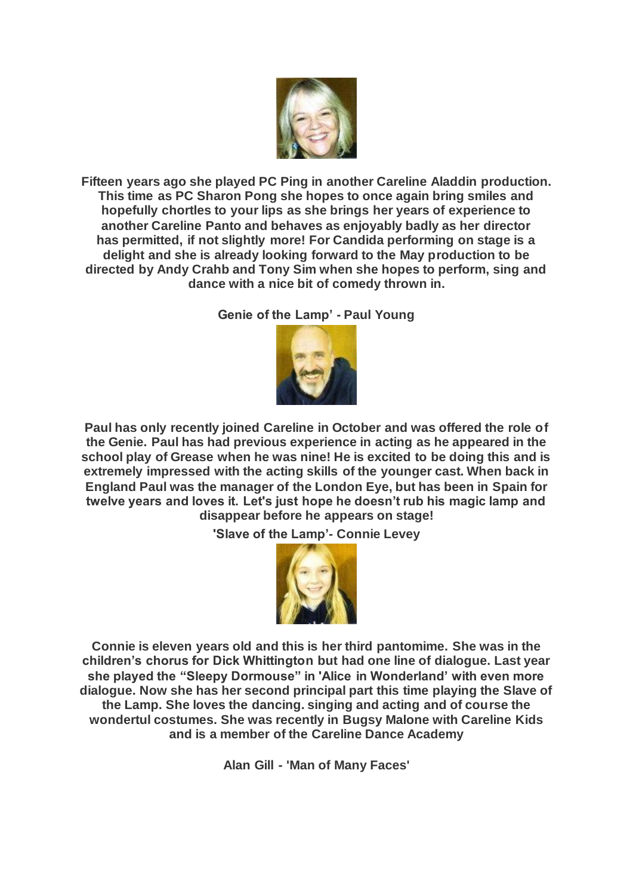**Fifteen years ago she played PC Ping in another Careline Aladdin production. This time as PC Sharon Pong she hopes to once again bring smiles and hopefully chortles to your lips as she brings her years of experience to another Careline Panto and behaves as enjoyably badly as her director has permitted, if not slightly more! For Candida performing on stage is a delight and she is already looking forward to the May production to be directed by Andy Crahb and Tony Sim when she hopes to perform, sing and dance with a nice bit of comedy thrown in.**

**Genie of the Lamp' - Paul Young**

**Paul has only recently joined Careline in October and was offered the role of the Genie. Paul has had previous experience in acting as he appeared in the school play of Grease when he was nine! He is excited to be doing this and is extremely impressed with the acting skills of the younger cast. When back in England Paul was the manager of the London Eye, but has been in Spain for twelve years and loves it. Let's just hope he doesn't rub his magic lamp and disappear before he appears on stage!**

**'Slave of the Lamp'- Connie Levey**

**Connie is eleven years old and this is her third pantomime. She was in the children's chorus for Dick Whittington but had one line of dialogue. Last year she played the "Sleepy Dormouse" in 'Alice in Wonderland' with even more dialogue. Now she has her second principal part this time playing the Slave of the Lamp. She loves the dancing. singing and acting and of course the wondertul costumes. She was recently in Bugsy Malone with Careline Kids and is a member of the Careline Dance Academy**

**Alan Gill - 'Man of Many Faces'**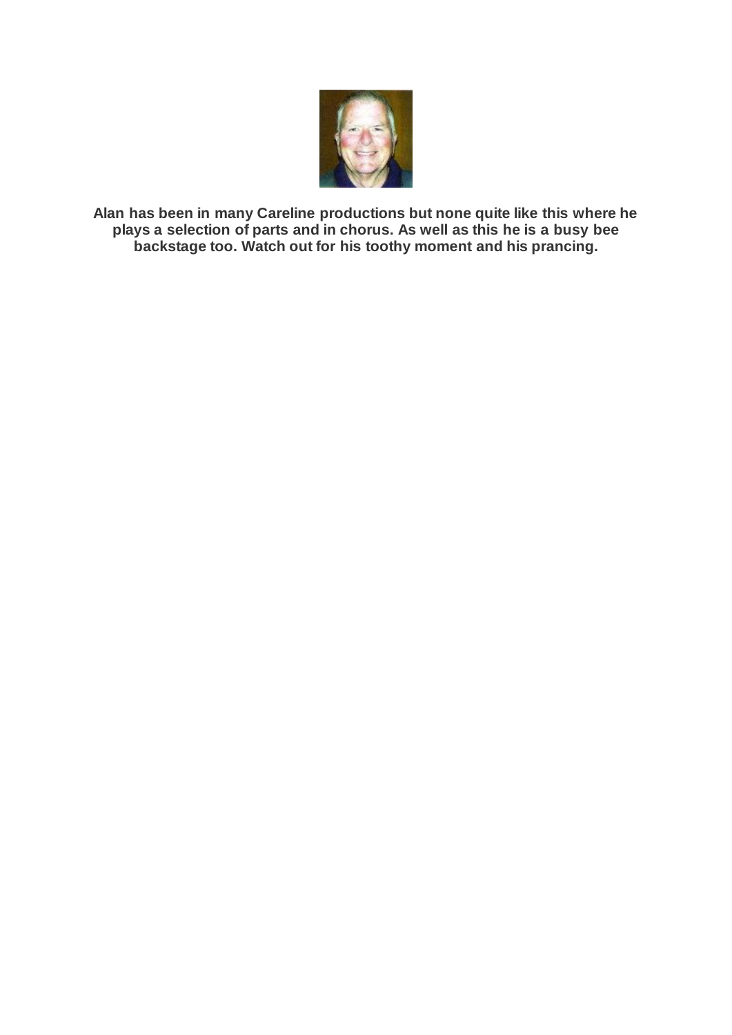**Alan has been in many Careline productions but none quite like this where he plays a selection of parts and in chorus. As well as this he is a busy bee backstage too. Watch out for his toothy moment and his prancing.**